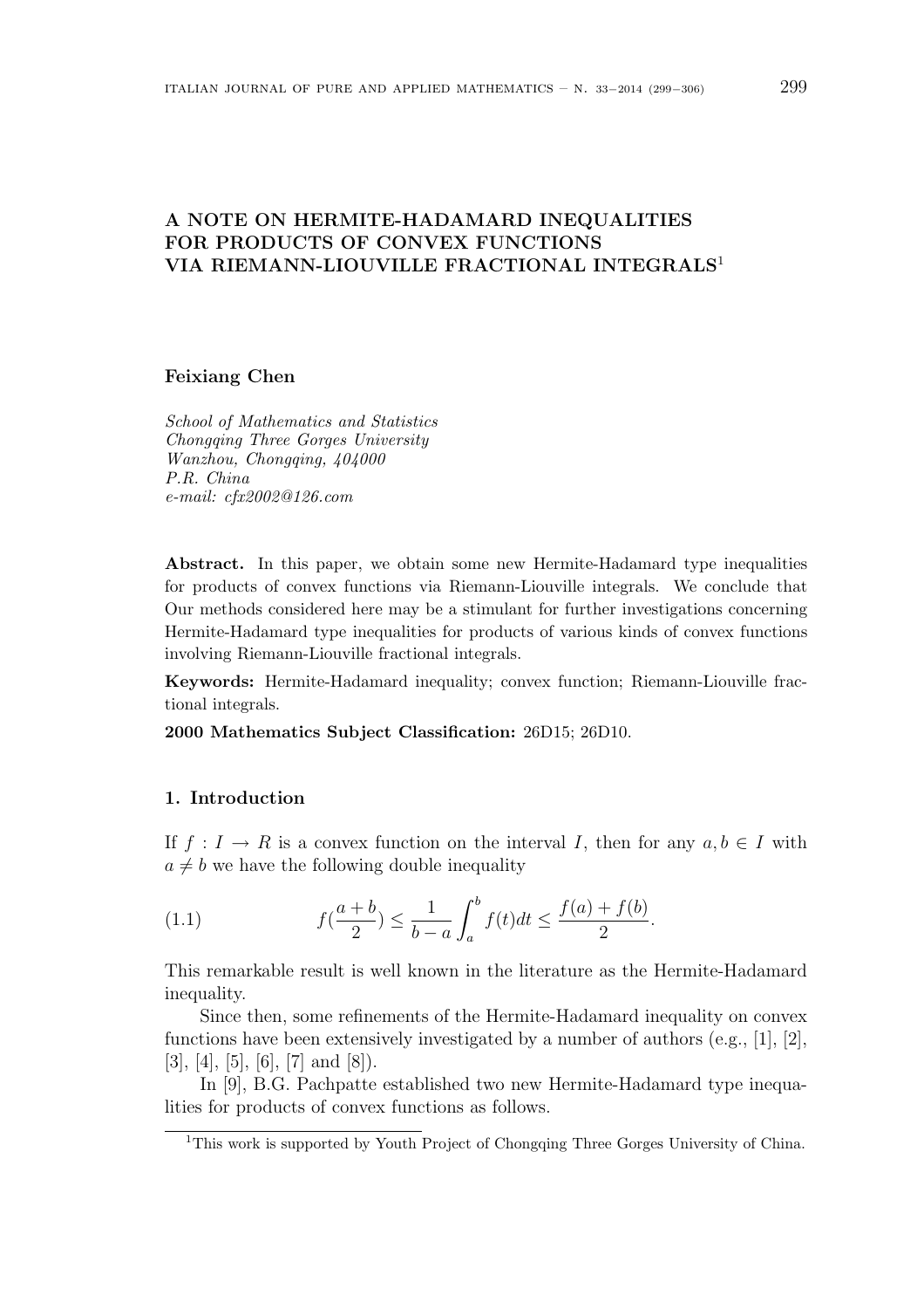# A NOTE ON HERMITE-HADAMARD INEQUALITIES FOR PRODUCTS OF CONVEX FUNCTIONS VIA RIEMANN-LIOUVILLE FRACTIONAL INTEGRALS[1]

**Feixiang Chen**

*School of Mathematics and Statistics*
*Chongqing Three Gorges University*
*Wanzhou, Chongqing, 404000*
*P.R. China*
*e-mail: cfx2002@126.com*

**Abstract.** In this paper, we obtain some new Hermite-Hadamard type inequalities for products of convex functions via Riemann-Liouville integrals. We conclude that Our methods considered here may be a stimulant for further investigations concerning Hermite-Hadamard type inequalities for products of various kinds of convex functions involving Riemann-Liouville fractional integrals.

**Keywords:** Hermite-Hadamard inequality; convex function; Riemann-Liouville fractional integrals.

**2000 Mathematics Subject Classification:** 26D15; 26D10.

## 1. Introduction

If $f : I \to R$ is a convex function on the interval $I$, then for any $a, b \in I$ with $a \neq b$ we have the following double inequality

$$f(\frac{a+b}{2}) \leq \frac{1}{b-a}\int_a^b f(t)dt \leq \frac{f(a)+f(b)}{2}. \tag{1.1}$$

This remarkable result is well known in the literature as the Hermite-Hadamard inequality.

Since then, some refinements of the Hermite-Hadamard inequality on convex functions have been extensively investigated by a number of authors (e.g., [1], [2], [3], [4], [5], [6], [7] and [8]).

In [9], B.G. Pachpatte established two new Hermite-Hadamard type inequalities for products of convex functions as follows.

[1]This work is supported by Youth Project of Chongqing Three Gorges University of China.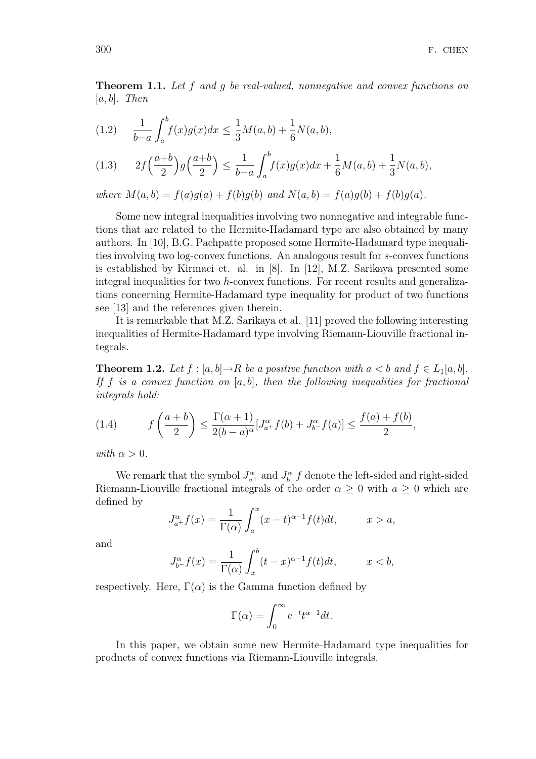**Theorem 1.1.** *Let $f$ and $g$ be real-valued, nonnegative and convex functions on $[a, b]$. Then*

$$\frac{1}{b-a}\int_a^b f(x)g(x)dx \le \frac{1}{3}M(a,b) + \frac{1}{6}N(a,b), \tag{1.2}$$

$$2f\Big(\frac{a+b}{2}\Big)g\Big(\frac{a+b}{2}\Big) \le \frac{1}{b-a}\int_a^b f(x)g(x)dx + \frac{1}{6}M(a,b) + \frac{1}{3}N(a,b), \tag{1.3}$$

*where $M(a,b) = f(a)g(a) + f(b)g(b)$ and $N(a,b) = f(a)g(b) + f(b)g(a)$.*

Some new integral inequalities involving two nonnegative and integrable functions that are related to the Hermite-Hadamard type are also obtained by many authors. In [10], B.G. Pachpatte proposed some Hermite-Hadamard type inequalities involving two log-convex functions. An analogous result for $s$-convex functions is established by Kirmaci et. al. in [8]. In [12], M.Z. Sarikaya presented some integral inequalities for two $h$-convex functions. For recent results and generalizations concerning Hermite-Hadamard type inequality for product of two functions see [13] and the references given therein.

It is remarkable that M.Z. Sarikaya et al. [11] proved the following interesting inequalities of Hermite-Hadamard type involving Riemann-Liouville fractional integrals.

**Theorem 1.2.** *Let $f : [a, b] \to R$ be a positive function with $a < b$ and $f \in L_1[a, b]$. If $f$ is a convex function on $[a, b]$, then the following inequalities for fractional integrals hold:*

$$f\left(\frac{a+b}{2}\right) \le \frac{\Gamma(\alpha+1)}{2(b-a)^\alpha}[J_{a^+}^\alpha f(b) + J_{b^-}^\alpha f(a)] \le \frac{f(a)+f(b)}{2}, \tag{1.4}$$

*with $\alpha > 0$.*

We remark that the symbol $J_{a^+}^\alpha$ and $J_{b^-}^\alpha f$ denote the left-sided and right-sided Riemann-Liouville fractional integrals of the order $\alpha \ge 0$ with $a \ge 0$ which are defined by

$$J_{a^+}^\alpha f(x) = \frac{1}{\Gamma(\alpha)}\int_a^x (x-t)^{\alpha-1} f(t)dt, \qquad x > a,$$

and

$$J_{b^-}^\alpha f(x) = \frac{1}{\Gamma(\alpha)}\int_x^b (t-x)^{\alpha-1} f(t)dt, \qquad x < b,$$

respectively. Here, $\Gamma(\alpha)$ is the Gamma function defined by

$$\Gamma(\alpha) = \int_0^\infty e^{-t}t^{\alpha-1}dt.$$

In this paper, we obtain some new Hermite-Hadamard type inequalities for products of convex functions via Riemann-Liouville integrals.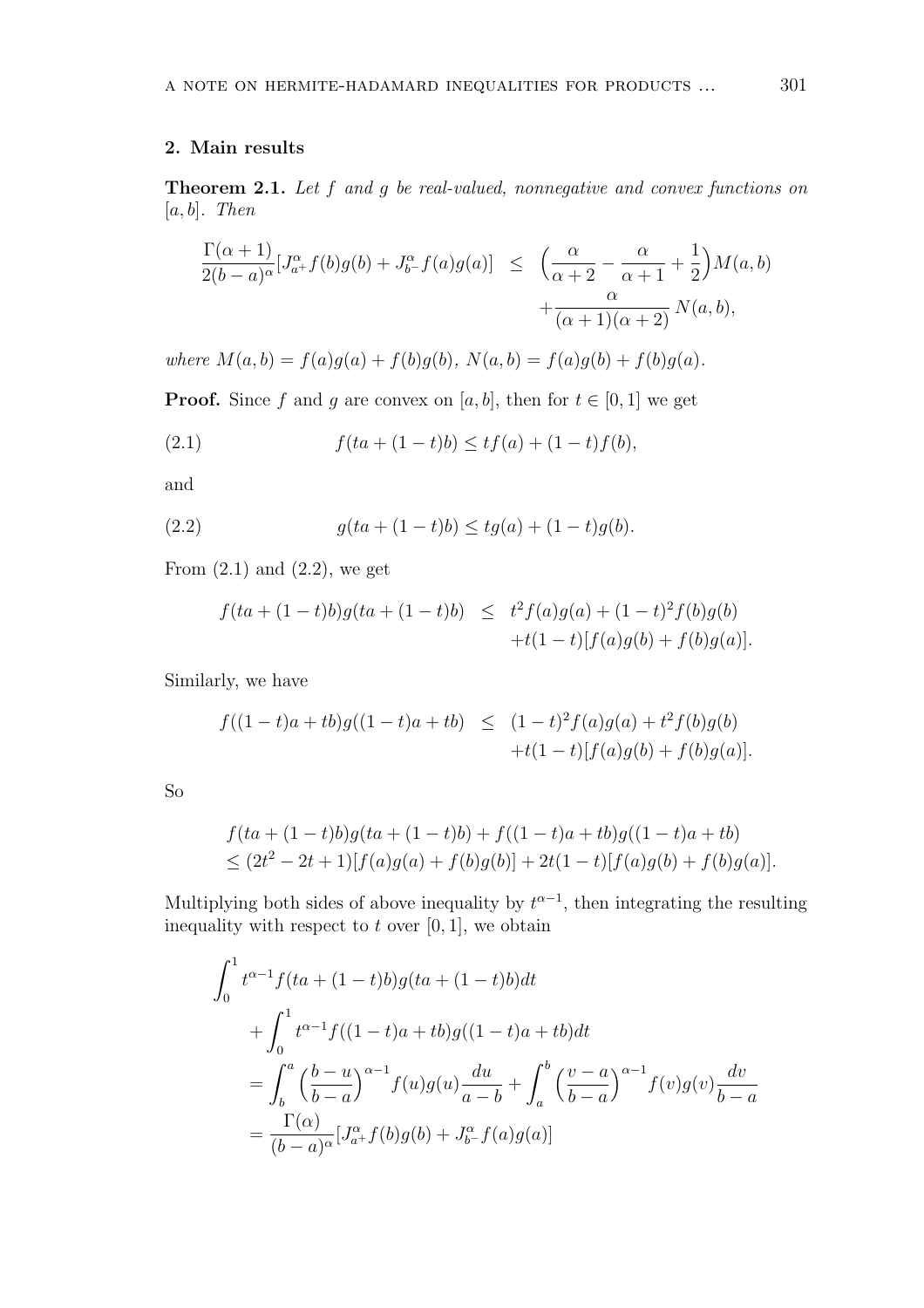## 2. Main results

**Theorem 2.1.** *Let $f$ and $g$ be real-valued, nonnegative and convex functions on $[a,b]$. Then*

$$\frac{\Gamma(\alpha+1)}{2(b-a)^{\alpha}}[J_{a^+}^{\alpha} f(b)g(b) + J_{b^-}^{\alpha} f(a)g(a)] \leq \Big(\frac{\alpha}{\alpha+2} - \frac{\alpha}{\alpha+1} + \frac{1}{2}\Big) M(a,b) + \frac{\alpha}{(\alpha+1)(\alpha+2)}\, N(a,b),$$

*where $M(a,b) = f(a)g(a) + f(b)g(b)$, $N(a,b) = f(a)g(b) + f(b)g(a)$.*

**Proof.** Since $f$ and $g$ are convex on $[a,b]$, then for $t \in [0,1]$ we get

$$f(ta + (1-t)b) \leq tf(a) + (1-t)f(b), \tag{2.1}$$

and

$$g(ta + (1-t)b) \leq tg(a) + (1-t)g(b). \tag{2.2}$$

From (2.1) and (2.2), we get

$$\begin{aligned} f(ta+(1-t)b)g(ta+(1-t)b) &\leq t^2 f(a)g(a) + (1-t)^2 f(b)g(b) \\ &\quad + t(1-t)[f(a)g(b) + f(b)g(a)]. \end{aligned}$$

Similarly, we have

$$\begin{aligned} f((1-t)a+tb)g((1-t)a+tb) &\leq (1-t)^2 f(a)g(a) + t^2 f(b)g(b) \\ &\quad + t(1-t)[f(a)g(b) + f(b)g(a)]. \end{aligned}$$

So

$$\begin{aligned} &f(ta+(1-t)b)g(ta+(1-t)b) + f((1-t)a+tb)g((1-t)a+tb) \\ &\leq (2t^2 - 2t + 1)[f(a)g(a) + f(b)g(b)] + 2t(1-t)[f(a)g(b) + f(b)g(a)]. \end{aligned}$$

Multiplying both sides of above inequality by $t^{\alpha-1}$, then integrating the resulting inequality with respect to $t$ over $[0,1]$, we obtain

$$\begin{aligned} &\int_0^1 t^{\alpha-1} f(ta+(1-t)b)g(ta+(1-t)b)dt \\ &\quad + \int_0^1 t^{\alpha-1} f((1-t)a+tb)g((1-t)a+tb)dt \\ &= \int_b^a \Big(\frac{b-u}{b-a}\Big)^{\alpha-1} f(u)g(u)\frac{du}{a-b} + \int_a^b \Big(\frac{v-a}{b-a}\Big)^{\alpha-1} f(v)g(v)\frac{dv}{b-a} \\ &= \frac{\Gamma(\alpha)}{(b-a)^{\alpha}}[J_{a^+}^{\alpha} f(b)g(b) + J_{b^-}^{\alpha} f(a)g(a)] \end{aligned}$$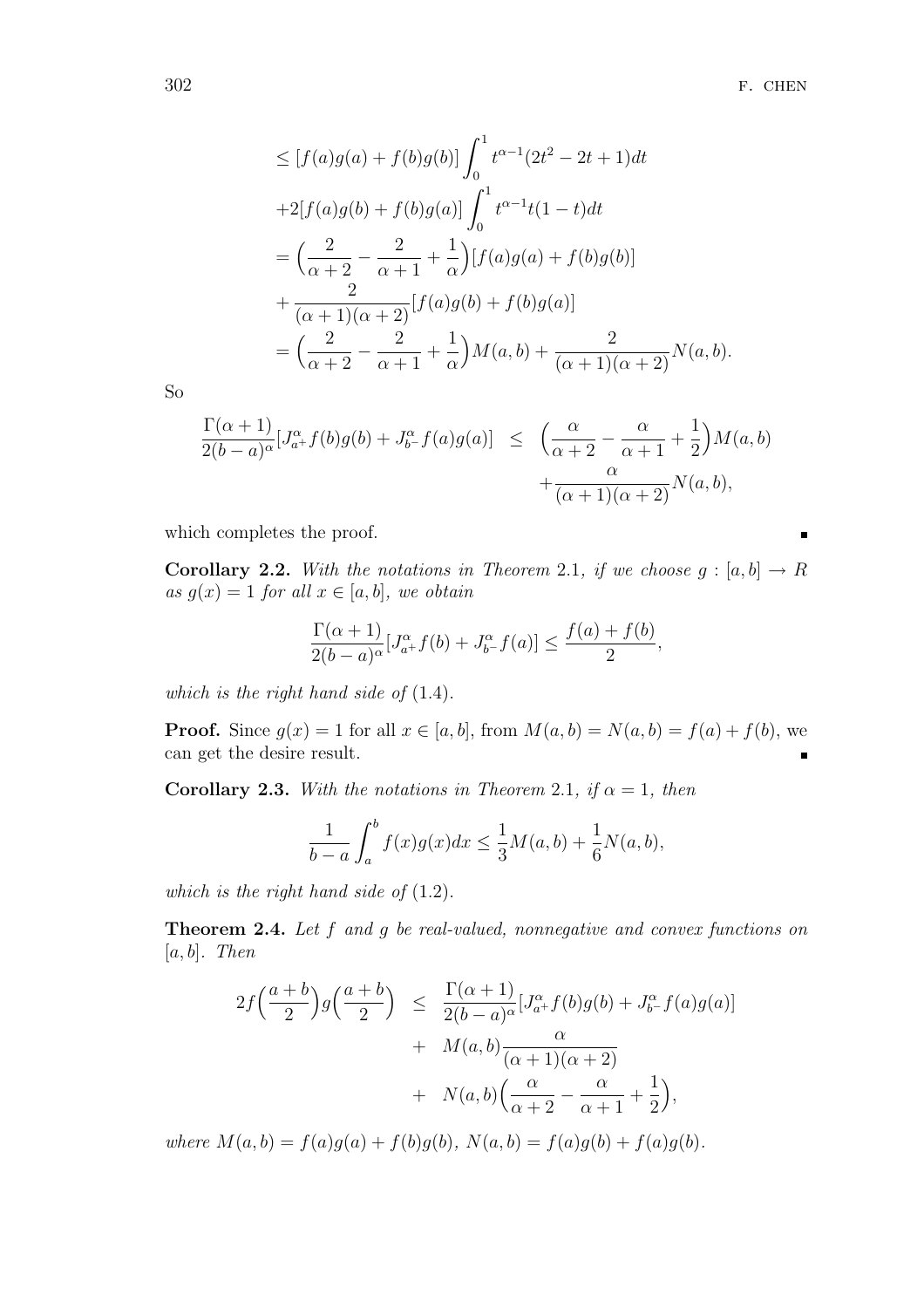$$
\begin{aligned}
&\leq [f(a)g(a) + f(b)g(b)] \int_0^1 t^{\alpha-1}(2t^2 - 2t + 1)dt \\
&+2[f(a)g(b) + f(b)g(a)] \int_0^1 t^{\alpha-1}t(1-t)dt \\
&= \Big(\frac{2}{\alpha+2} - \frac{2}{\alpha+1} + \frac{1}{\alpha}\Big)[f(a)g(a) + f(b)g(b)] \\
&+ \frac{2}{(\alpha+1)(\alpha+2)}[f(a)g(b) + f(b)g(a)] \\
&= \Big(\frac{2}{\alpha+2} - \frac{2}{\alpha+1} + \frac{1}{\alpha}\Big)M(a,b) + \frac{2}{(\alpha+1)(\alpha+2)}N(a,b).
\end{aligned}
$$

So

$$
\begin{aligned}
\frac{\Gamma(\alpha+1)}{2(b-a)^\alpha}[J^\alpha_{a^+}f(b)g(b) + J^\alpha_{b^-}f(a)g(a)] \;\leq\; & \Big(\frac{\alpha}{\alpha+2} - \frac{\alpha}{\alpha+1} + \frac{1}{2}\Big)M(a,b) \\
& + \frac{\alpha}{(\alpha+1)(\alpha+2)}N(a,b),
\end{aligned}
$$

which completes the proof. ∎

**Corollary 2.2.** *With the notations in Theorem* 2.1*, if we choose* $g : [a,b] \to R$ *as* $g(x) = 1$ *for all* $x \in [a,b]$*, we obtain*

$$
\frac{\Gamma(\alpha+1)}{2(b-a)^\alpha}[J^\alpha_{a^+}f(b) + J^\alpha_{b^-}f(a)] \leq \frac{f(a)+f(b)}{2},
$$

*which is the right hand side of* (1.4).

**Proof.** Since $g(x) = 1$ for all $x \in [a,b]$, from $M(a,b) = N(a,b) = f(a) + f(b)$, we can get the desire result. ∎

**Corollary 2.3.** *With the notations in Theorem* 2.1*, if* $\alpha = 1$*, then*

$$
\frac{1}{b-a}\int_a^b f(x)g(x)dx \leq \frac{1}{3}M(a,b) + \frac{1}{6}N(a,b),
$$

*which is the right hand side of* (1.2).

**Theorem 2.4.** *Let* $f$ *and* $g$ *be real-valued, nonnegative and convex functions on* $[a,b]$*. Then*

$$
\begin{aligned}
2f\Big(\frac{a+b}{2}\Big)g\Big(\frac{a+b}{2}\Big) \;\leq\; & \frac{\Gamma(\alpha+1)}{2(b-a)^\alpha}[J^\alpha_{a^+}f(b)g(b) + J^\alpha_{b^-}f(a)g(a)] \\
& + \; M(a,b)\frac{\alpha}{(\alpha+1)(\alpha+2)} \\
& + \; N(a,b)\Big(\frac{\alpha}{\alpha+2} - \frac{\alpha}{\alpha+1} + \frac{1}{2}\Big),
\end{aligned}
$$

*where* $M(a,b) = f(a)g(a) + f(b)g(b)$*,* $N(a,b) = f(a)g(b) + f(a)g(b)$*.*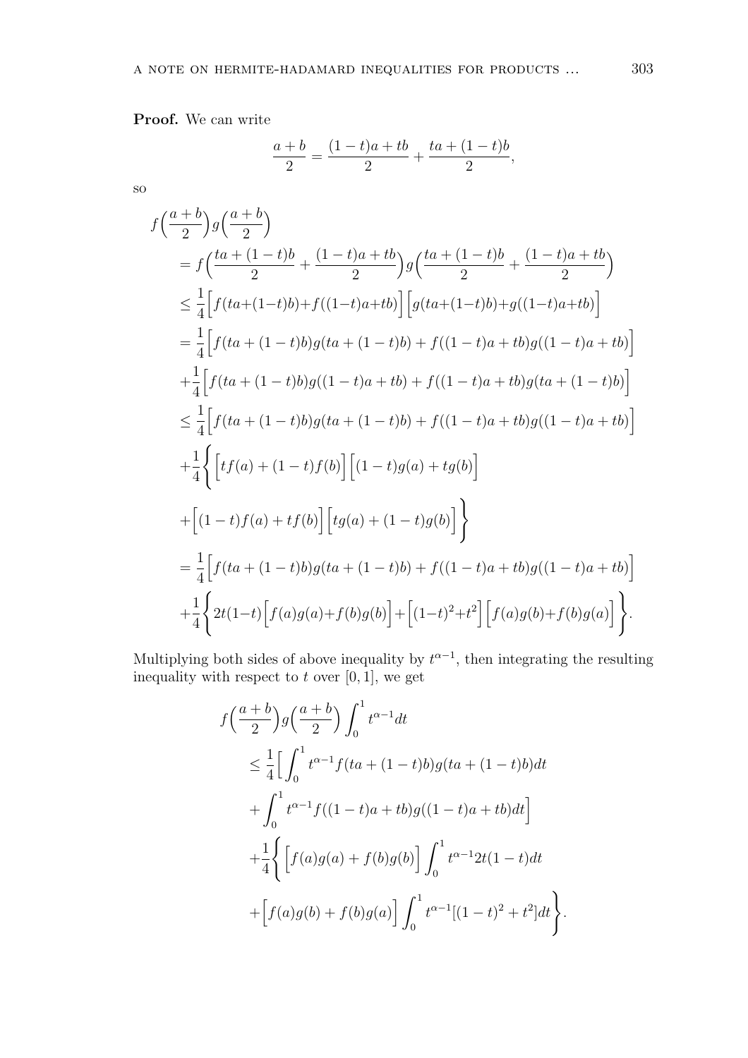**Proof.** We can write

$$\frac{a+b}{2} = \frac{(1-t)a+tb}{2} + \frac{ta+(1-t)b}{2},$$

so

$$\begin{aligned}
f\Big(\frac{a+b}{2}\Big)g\Big(\frac{a+b}{2}\Big)& \\
&= f\Big(\frac{ta+(1-t)b}{2} + \frac{(1-t)a+tb}{2}\Big)g\Big(\frac{ta+(1-t)b}{2} + \frac{(1-t)a+tb}{2}\Big) \\
&\leq \frac{1}{4}\Big[f(ta+(1-t)b)+f((1-t)a+tb)\Big]\Big[g(ta+(1-t)b)+g((1-t)a+tb)\Big] \\
&= \frac{1}{4}\Big[f(ta+(1-t)b)g(ta+(1-t)b) + f((1-t)a+tb)g((1-t)a+tb)\Big] \\
&+\frac{1}{4}\Big[f(ta+(1-t)b)g((1-t)a+tb) + f((1-t)a+tb)g(ta+(1-t)b)\Big] \\
&\leq \frac{1}{4}\Big[f(ta+(1-t)b)g(ta+(1-t)b) + f((1-t)a+tb)g((1-t)a+tb)\Big] \\
&+\frac{1}{4}\Bigg\{\Big[tf(a)+(1-t)f(b)\Big]\Big[(1-t)g(a)+tg(b)\Big] \\
&+\Big[(1-t)f(a)+tf(b)\Big]\Big[tg(a)+(1-t)g(b)\Big]\Bigg\} \\
&= \frac{1}{4}\Big[f(ta+(1-t)b)g(ta+(1-t)b) + f((1-t)a+tb)g((1-t)a+tb)\Big] \\
&+\frac{1}{4}\Bigg\{2t(1-t)\Big[f(a)g(a)+f(b)g(b)\Big]+\Big[(1-t)^2+t^2\Big]\Big[f(a)g(b)+f(b)g(a)\Big]\Bigg\}.
\end{aligned}$$

Multiplying both sides of above inequality by $t^{\alpha-1}$, then integrating the resulting inequality with respect to $t$ over $[0,1]$, we get

$$\begin{aligned}
f\Big(\frac{a+b}{2}\Big)g\Big(\frac{a+b}{2}\Big)&\int_0^1 t^{\alpha-1}dt \\
&\leq \frac{1}{4}\Big[\int_0^1 t^{\alpha-1}f(ta+(1-t)b)g(ta+(1-t)b)dt \\
&+\int_0^1 t^{\alpha-1}f((1-t)a+tb)g((1-t)a+tb)dt\Big] \\
&+\frac{1}{4}\Bigg\{\Big[f(a)g(a)+f(b)g(b)\Big]\int_0^1 t^{\alpha-1}2t(1-t)dt \\
&+\Big[f(a)g(b)+f(b)g(a)\Big]\int_0^1 t^{\alpha-1}[(1-t)^2+t^2]dt\Bigg\}.
\end{aligned}$$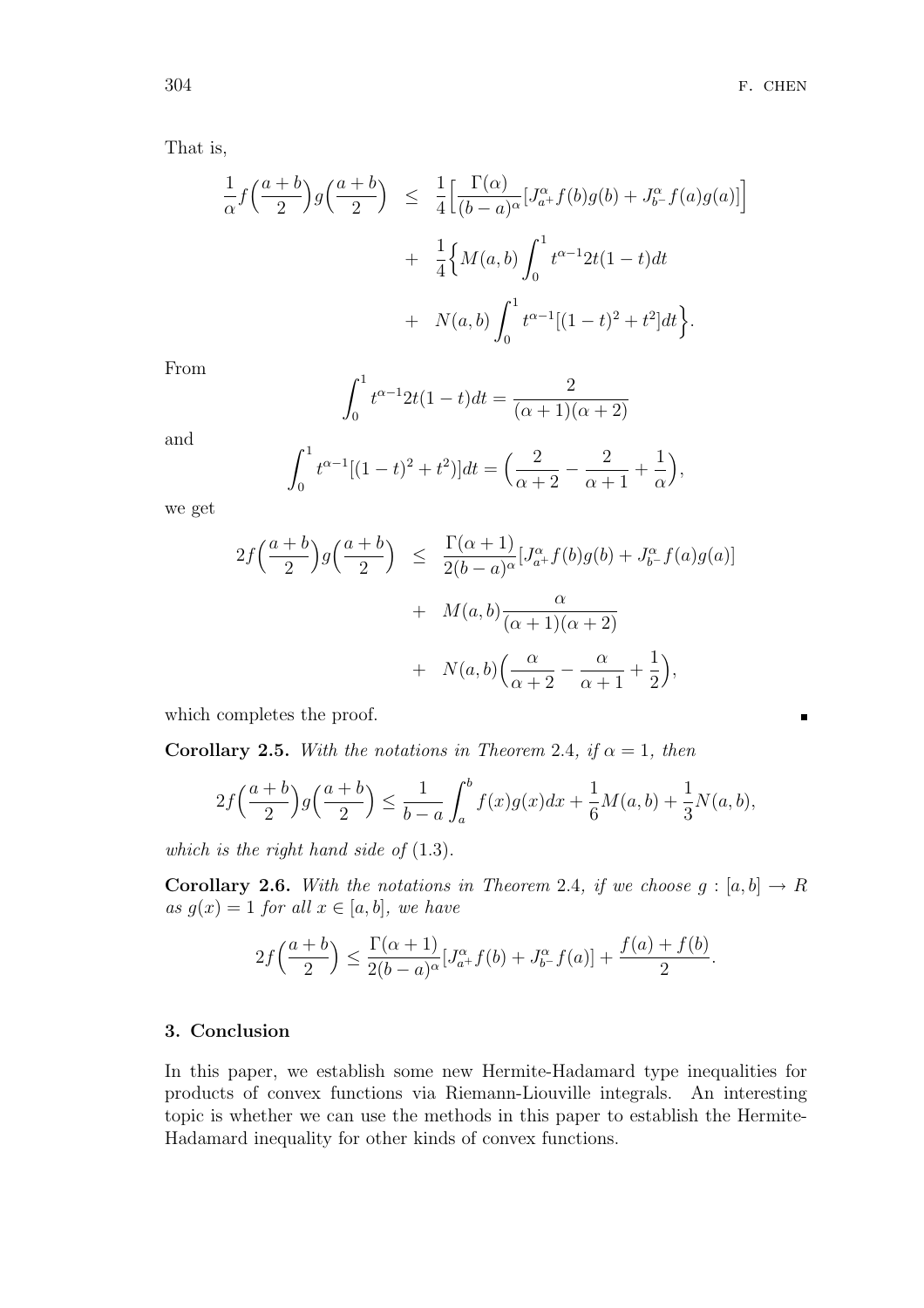That is,

$$
\begin{aligned}
\frac{1}{\alpha} f\Big(\frac{a+b}{2}\Big) g\Big(\frac{a+b}{2}\Big) &\leq \frac{1}{4}\Big[\frac{\Gamma(\alpha)}{(b-a)^\alpha}[J_{a^+}^\alpha f(b)g(b) + J_{b^-}^\alpha f(a)g(a)]\Big] \\
&+ \frac{1}{4}\Big\{ M(a,b) \int_0^1 t^{\alpha-1} 2t(1-t)dt \\
&+ N(a,b) \int_0^1 t^{\alpha-1}[(1-t)^2 + t^2]dt \Big\}.
\end{aligned}
$$

From

$$
\int_0^1 t^{\alpha-1} 2t(1-t)dt = \frac{2}{(\alpha+1)(\alpha+2)}
$$

and

$$
\int_0^1 t^{\alpha-1}[(1-t)^2 + t^2)]dt = \Big(\frac{2}{\alpha+2} - \frac{2}{\alpha+1} + \frac{1}{\alpha}\Big),
$$

we get

$$
\begin{aligned}
2f\Big(\frac{a+b}{2}\Big) g\Big(\frac{a+b}{2}\Big) &\leq \frac{\Gamma(\alpha+1)}{2(b-a)^\alpha}[J_{a^+}^\alpha f(b)g(b) + J_{b^-}^\alpha f(a)g(a)] \\
&+ M(a,b) \frac{\alpha}{(\alpha+1)(\alpha+2)} \\
&+ N(a,b) \Big(\frac{\alpha}{\alpha+2} - \frac{\alpha}{\alpha+1} + \frac{1}{2}\Big),
\end{aligned}
$$

which completes the proof. ∎

**Corollary 2.5.** *With the notations in Theorem* 2.4*, if* $\alpha = 1$*, then*

$$
2f\Big(\frac{a+b}{2}\Big) g\Big(\frac{a+b}{2}\Big) \leq \frac{1}{b-a} \int_a^b f(x)g(x)dx + \frac{1}{6} M(a,b) + \frac{1}{3} N(a,b),
$$

*which is the right hand side of* (1.3).

**Corollary 2.6.** *With the notations in Theorem* 2.4*, if we choose* $g : [a, b] \to R$ *as* $g(x) = 1$ *for all* $x \in [a, b]$*, we have*

$$
2f\Big(\frac{a+b}{2}\Big) \leq \frac{\Gamma(\alpha+1)}{2(b-a)^\alpha}[J_{a^+}^\alpha f(b) + J_{b^-}^\alpha f(a)] + \frac{f(a)+f(b)}{2}.
$$

## 3. Conclusion

In this paper, we establish some new Hermite-Hadamard type inequalities for products of convex functions via Riemann-Liouville integrals. An interesting topic is whether we can use the methods in this paper to establish the Hermite-Hadamard inequality for other kinds of convex functions.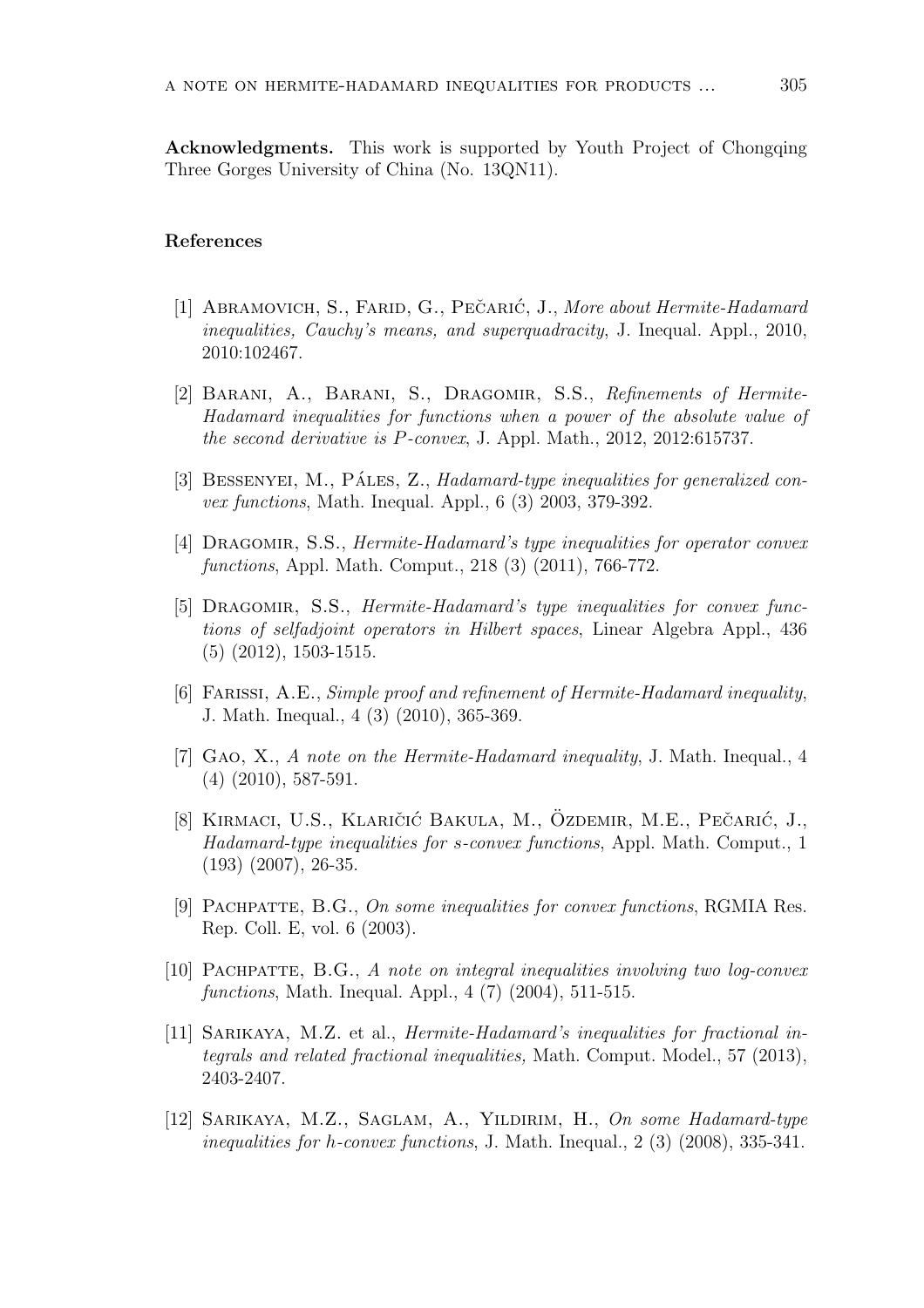**Acknowledgments.** This work is supported by Youth Project of Chongqing Three Gorges University of China (No. 13QN11).

## References

[1] Abramovich, S., Farid, G., Pečarić, J., *More about Hermite-Hadamard inequalities, Cauchy's means, and superquadracity*, J. Inequal. Appl., 2010, 2010:102467.

[2] Barani, A., Barani, S., Dragomir, S.S., *Refinements of Hermite-Hadamard inequalities for functions when a power of the absolute value of the second derivative is $P$-convex*, J. Appl. Math., 2012, 2012:615737.

[3] Bessenyei, M., Páles, Z., *Hadamard-type inequalities for generalized convex functions*, Math. Inequal. Appl., 6 (3) 2003, 379-392.

[4] Dragomir, S.S., *Hermite-Hadamard's type inequalities for operator convex functions*, Appl. Math. Comput., 218 (3) (2011), 766-772.

[5] Dragomir, S.S., *Hermite-Hadamard's type inequalities for convex functions of selfadjoint operators in Hilbert spaces*, Linear Algebra Appl., 436 (5) (2012), 1503-1515.

[6] Farissi, A.E., *Simple proof and refinement of Hermite-Hadamard inequality*, J. Math. Inequal., 4 (3) (2010), 365-369.

[7] Gao, X., *A note on the Hermite-Hadamard inequality*, J. Math. Inequal., 4 (4) (2010), 587-591.

[8] Kirmaci, U.S., Klaričić Bakula, M., Özdemir, M.E., Pečarić, J., *Hadamard-type inequalities for s-convex functions*, Appl. Math. Comput., 1 (193) (2007), 26-35.

[9] Pachpatte, B.G., *On some inequalities for convex functions*, RGMIA Res. Rep. Coll. E, vol. 6 (2003).

[10] Pachpatte, B.G., *A note on integral inequalities involving two log-convex functions*, Math. Inequal. Appl., 4 (7) (2004), 511-515.

[11] Sarikaya, M.Z. et al., *Hermite-Hadamard's inequalities for fractional integrals and related fractional inequalities,* Math. Comput. Model., 57 (2013), 2403-2407.

[12] Sarikaya, M.Z., Saglam, A., Yildirim, H., *On some Hadamard-type inequalities for h-convex functions*, J. Math. Inequal., 2 (3) (2008), 335-341.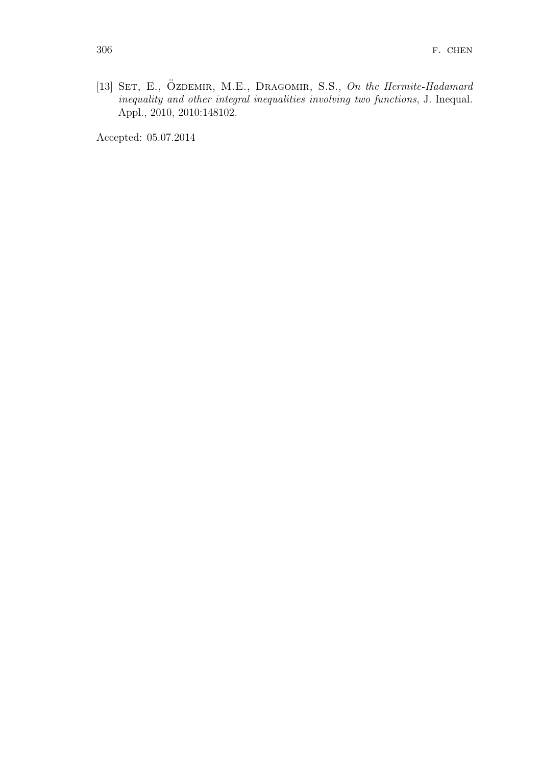[13] Set, E., Özdemir, M.E., Dragomir, S.S., *On the Hermite-Hadamard inequality and other integral inequalities involving two functions*, J. Inequal. Appl., 2010, 2010:148102.

Accepted: 05.07.2014